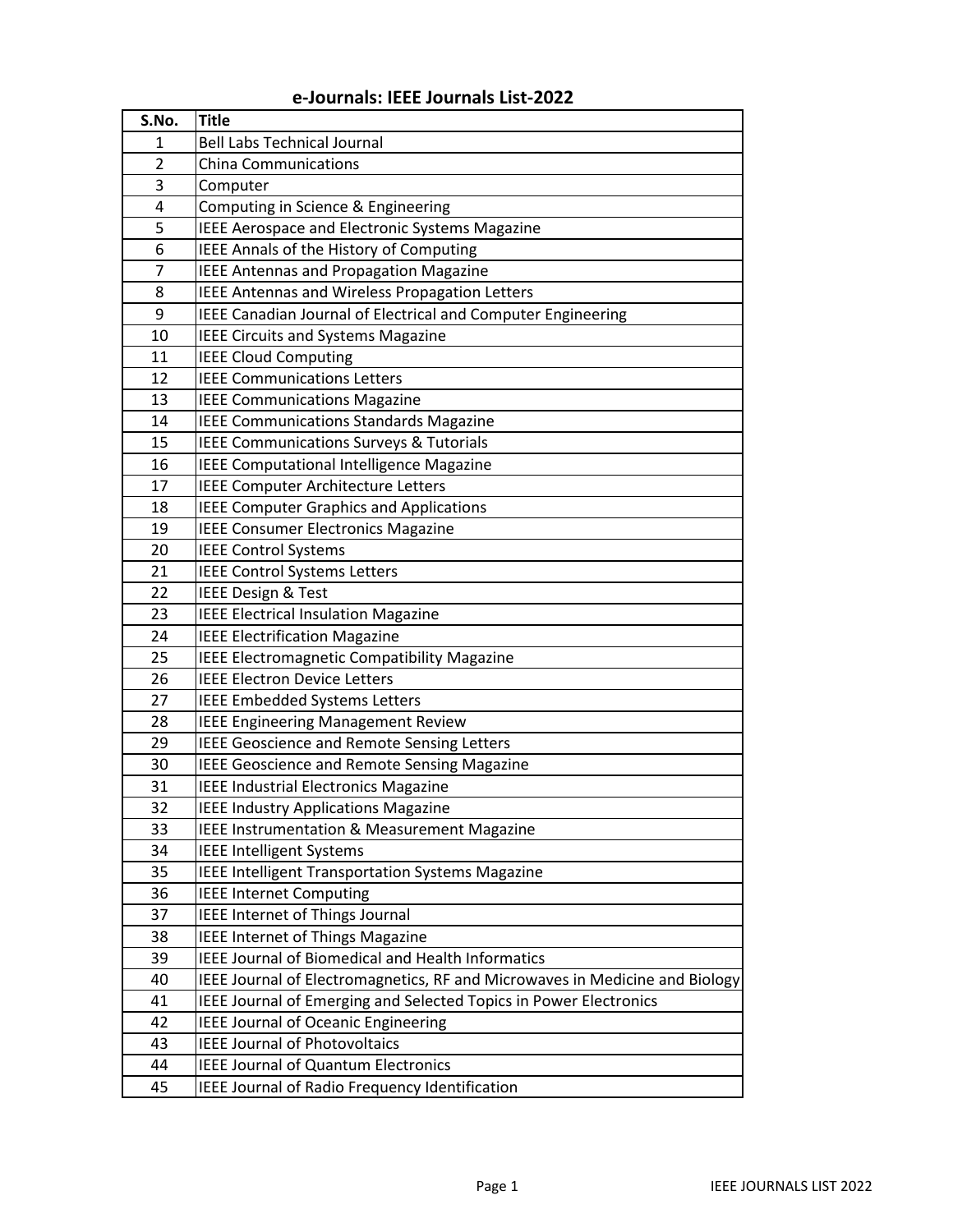# e-Journals: IEEE Journals List-2022

| S.No. | Title |
|---|---|
| 1 | Bell Labs Technical Journal |
| 2 | China Communications |
| 3 | Computer |
| 4 | Computing in Science & Engineering |
| 5 | IEEE Aerospace and Electronic Systems Magazine |
| 6 | IEEE Annals of the History of Computing |
| 7 | IEEE Antennas and Propagation Magazine |
| 8 | IEEE Antennas and Wireless Propagation Letters |
| 9 | IEEE Canadian Journal of Electrical and Computer Engineering |
| 10 | IEEE Circuits and Systems Magazine |
| 11 | IEEE Cloud Computing |
| 12 | IEEE Communications Letters |
| 13 | IEEE Communications Magazine |
| 14 | IEEE Communications Standards Magazine |
| 15 | IEEE Communications Surveys & Tutorials |
| 16 | IEEE Computational Intelligence Magazine |
| 17 | IEEE Computer Architecture Letters |
| 18 | IEEE Computer Graphics and Applications |
| 19 | IEEE Consumer Electronics Magazine |
| 20 | IEEE Control Systems |
| 21 | IEEE Control Systems Letters |
| 22 | IEEE Design & Test |
| 23 | IEEE Electrical Insulation Magazine |
| 24 | IEEE Electrification Magazine |
| 25 | IEEE Electromagnetic Compatibility Magazine |
| 26 | IEEE Electron Device Letters |
| 27 | IEEE Embedded Systems Letters |
| 28 | IEEE Engineering Management Review |
| 29 | IEEE Geoscience and Remote Sensing Letters |
| 30 | IEEE Geoscience and Remote Sensing Magazine |
| 31 | IEEE Industrial Electronics Magazine |
| 32 | IEEE Industry Applications Magazine |
| 33 | IEEE Instrumentation & Measurement Magazine |
| 34 | IEEE Intelligent Systems |
| 35 | IEEE Intelligent Transportation Systems Magazine |
| 36 | IEEE Internet Computing |
| 37 | IEEE Internet of Things Journal |
| 38 | IEEE Internet of Things Magazine |
| 39 | IEEE Journal of Biomedical and Health Informatics |
| 40 | IEEE Journal of Electromagnetics, RF and Microwaves in Medicine and Biology |
| 41 | IEEE Journal of Emerging and Selected Topics in Power Electronics |
| 42 | IEEE Journal of Oceanic Engineering |
| 43 | IEEE Journal of Photovoltaics |
| 44 | IEEE Journal of Quantum Electronics |
| 45 | IEEE Journal of Radio Frequency Identification |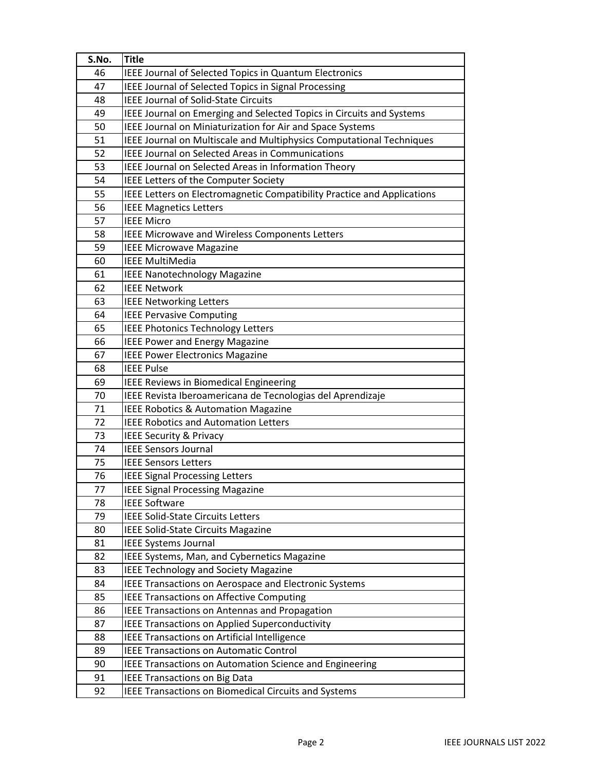| S.No. | Title |
|---|---|
| 46 | IEEE Journal of Selected Topics in Quantum Electronics |
| 47 | IEEE Journal of Selected Topics in Signal Processing |
| 48 | IEEE Journal of Solid-State Circuits |
| 49 | IEEE Journal on Emerging and Selected Topics in Circuits and Systems |
| 50 | IEEE Journal on Miniaturization for Air and Space Systems |
| 51 | IEEE Journal on Multiscale and Multiphysics Computational Techniques |
| 52 | IEEE Journal on Selected Areas in Communications |
| 53 | IEEE Journal on Selected Areas in Information Theory |
| 54 | IEEE Letters of the Computer Society |
| 55 | IEEE Letters on Electromagnetic Compatibility Practice and Applications |
| 56 | IEEE Magnetics Letters |
| 57 | IEEE Micro |
| 58 | IEEE Microwave and Wireless Components Letters |
| 59 | IEEE Microwave Magazine |
| 60 | IEEE MultiMedia |
| 61 | IEEE Nanotechnology Magazine |
| 62 | IEEE Network |
| 63 | IEEE Networking Letters |
| 64 | IEEE Pervasive Computing |
| 65 | IEEE Photonics Technology Letters |
| 66 | IEEE Power and Energy Magazine |
| 67 | IEEE Power Electronics Magazine |
| 68 | IEEE Pulse |
| 69 | IEEE Reviews in Biomedical Engineering |
| 70 | IEEE Revista Iberoamericana de Tecnologias del Aprendizaje |
| 71 | IEEE Robotics & Automation Magazine |
| 72 | IEEE Robotics and Automation Letters |
| 73 | IEEE Security & Privacy |
| 74 | IEEE Sensors Journal |
| 75 | IEEE Sensors Letters |
| 76 | IEEE Signal Processing Letters |
| 77 | IEEE Signal Processing Magazine |
| 78 | IEEE Software |
| 79 | IEEE Solid-State Circuits Letters |
| 80 | IEEE Solid-State Circuits Magazine |
| 81 | IEEE Systems Journal |
| 82 | IEEE Systems, Man, and Cybernetics Magazine |
| 83 | IEEE Technology and Society Magazine |
| 84 | IEEE Transactions on Aerospace and Electronic Systems |
| 85 | IEEE Transactions on Affective Computing |
| 86 | IEEE Transactions on Antennas and Propagation |
| 87 | IEEE Transactions on Applied Superconductivity |
| 88 | IEEE Transactions on Artificial Intelligence |
| 89 | IEEE Transactions on Automatic Control |
| 90 | IEEE Transactions on Automation Science and Engineering |
| 91 | IEEE Transactions on Big Data |
| 92 | IEEE Transactions on Biomedical Circuits and Systems |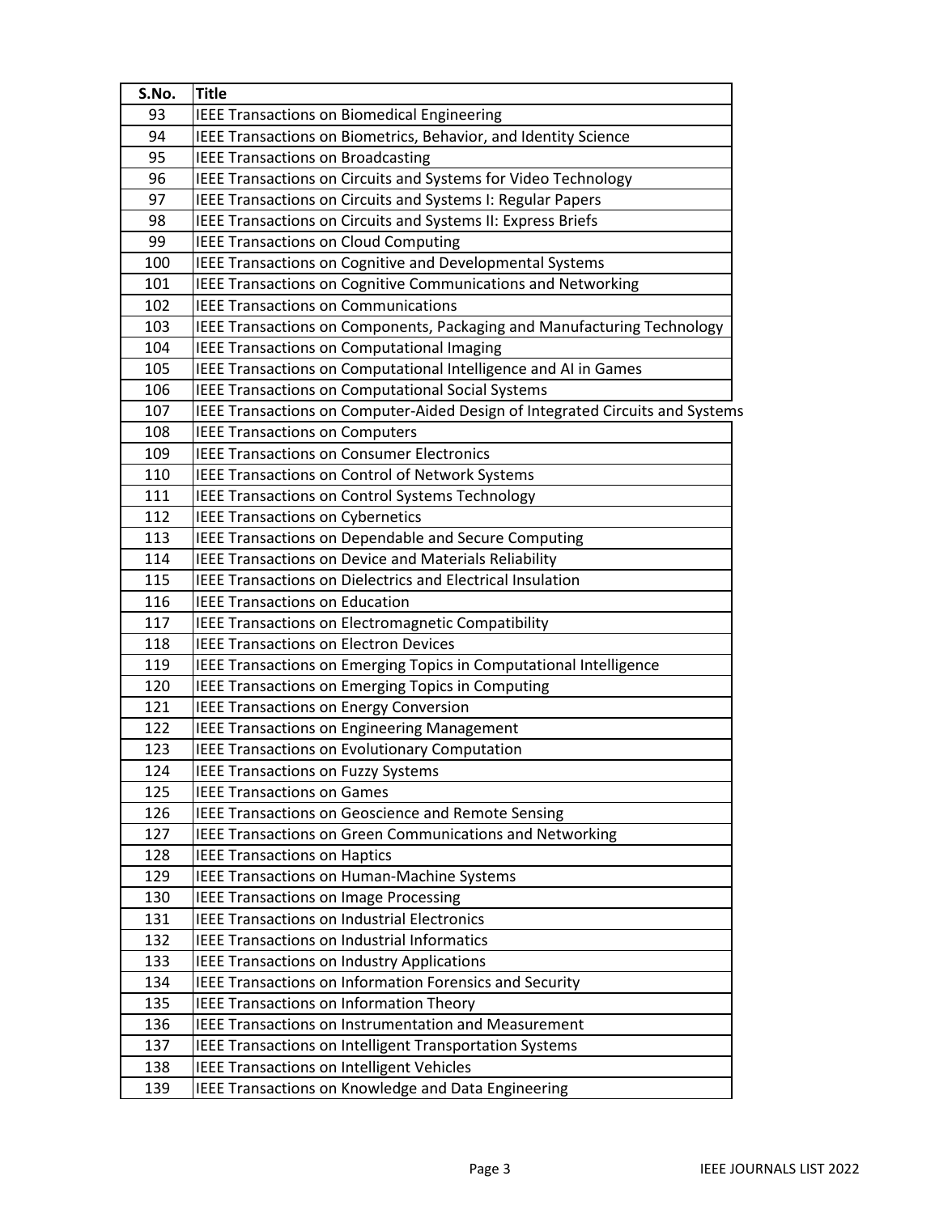| S.No. | Title |
|---|---|
| 93 | IEEE Transactions on Biomedical Engineering |
| 94 | IEEE Transactions on Biometrics, Behavior, and Identity Science |
| 95 | IEEE Transactions on Broadcasting |
| 96 | IEEE Transactions on Circuits and Systems for Video Technology |
| 97 | IEEE Transactions on Circuits and Systems I: Regular Papers |
| 98 | IEEE Transactions on Circuits and Systems II: Express Briefs |
| 99 | IEEE Transactions on Cloud Computing |
| 100 | IEEE Transactions on Cognitive and Developmental Systems |
| 101 | IEEE Transactions on Cognitive Communications and Networking |
| 102 | IEEE Transactions on Communications |
| 103 | IEEE Transactions on Components, Packaging and Manufacturing Technology |
| 104 | IEEE Transactions on Computational Imaging |
| 105 | IEEE Transactions on Computational Intelligence and AI in Games |
| 106 | IEEE Transactions on Computational Social Systems |
| 107 | IEEE Transactions on Computer-Aided Design of Integrated Circuits and Systems |
| 108 | IEEE Transactions on Computers |
| 109 | IEEE Transactions on Consumer Electronics |
| 110 | IEEE Transactions on Control of Network Systems |
| 111 | IEEE Transactions on Control Systems Technology |
| 112 | IEEE Transactions on Cybernetics |
| 113 | IEEE Transactions on Dependable and Secure Computing |
| 114 | IEEE Transactions on Device and Materials Reliability |
| 115 | IEEE Transactions on Dielectrics and Electrical Insulation |
| 116 | IEEE Transactions on Education |
| 117 | IEEE Transactions on Electromagnetic Compatibility |
| 118 | IEEE Transactions on Electron Devices |
| 119 | IEEE Transactions on Emerging Topics in Computational Intelligence |
| 120 | IEEE Transactions on Emerging Topics in Computing |
| 121 | IEEE Transactions on Energy Conversion |
| 122 | IEEE Transactions on Engineering Management |
| 123 | IEEE Transactions on Evolutionary Computation |
| 124 | IEEE Transactions on Fuzzy Systems |
| 125 | IEEE Transactions on Games |
| 126 | IEEE Transactions on Geoscience and Remote Sensing |
| 127 | IEEE Transactions on Green Communications and Networking |
| 128 | IEEE Transactions on Haptics |
| 129 | IEEE Transactions on Human-Machine Systems |
| 130 | IEEE Transactions on Image Processing |
| 131 | IEEE Transactions on Industrial Electronics |
| 132 | IEEE Transactions on Industrial Informatics |
| 133 | IEEE Transactions on Industry Applications |
| 134 | IEEE Transactions on Information Forensics and Security |
| 135 | IEEE Transactions on Information Theory |
| 136 | IEEE Transactions on Instrumentation and Measurement |
| 137 | IEEE Transactions on Intelligent Transportation Systems |
| 138 | IEEE Transactions on Intelligent Vehicles |
| 139 | IEEE Transactions on Knowledge and Data Engineering |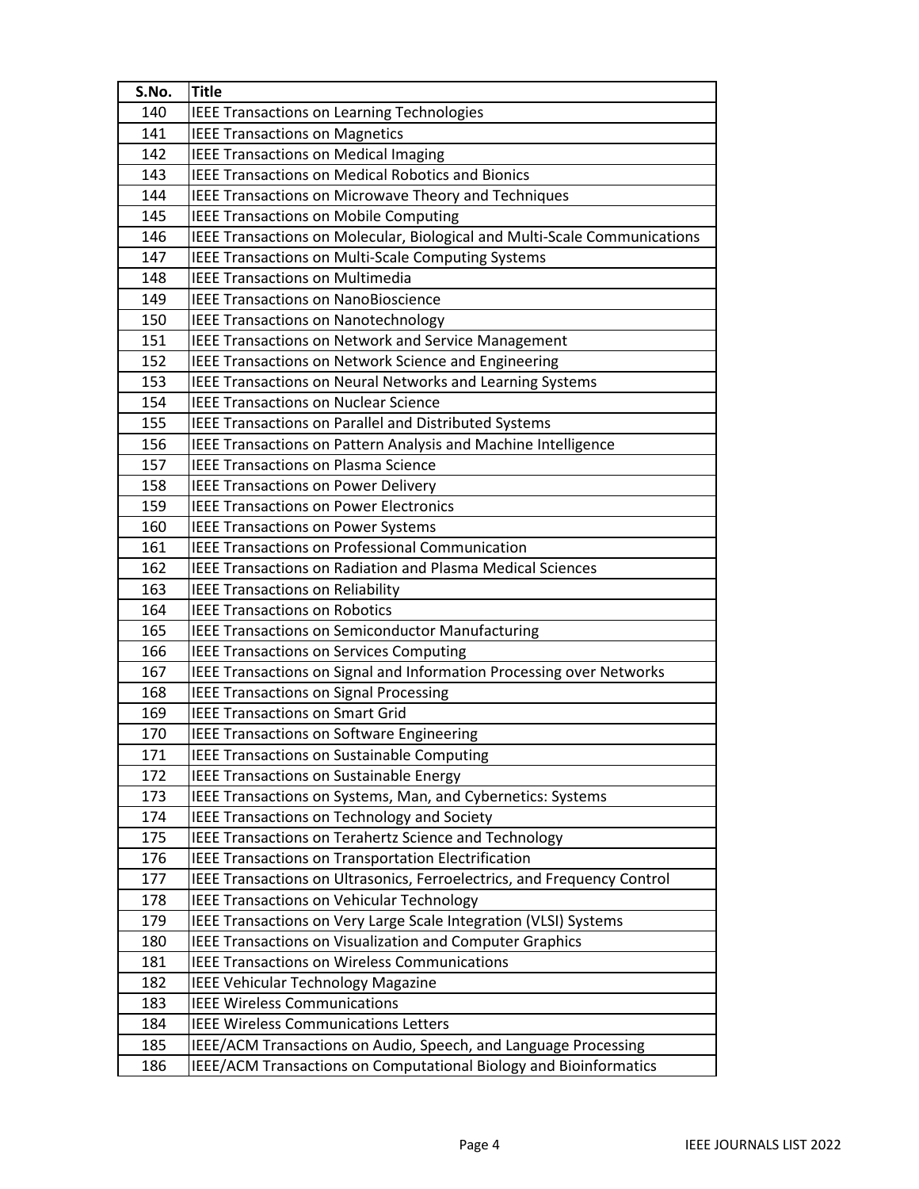| S.No. | Title |
| --- | --- |
| 140 | IEEE Transactions on Learning Technologies |
| 141 | IEEE Transactions on Magnetics |
| 142 | IEEE Transactions on Medical Imaging |
| 143 | IEEE Transactions on Medical Robotics and Bionics |
| 144 | IEEE Transactions on Microwave Theory and Techniques |
| 145 | IEEE Transactions on Mobile Computing |
| 146 | IEEE Transactions on Molecular, Biological and Multi-Scale Communications |
| 147 | IEEE Transactions on Multi-Scale Computing Systems |
| 148 | IEEE Transactions on Multimedia |
| 149 | IEEE Transactions on NanoBioscience |
| 150 | IEEE Transactions on Nanotechnology |
| 151 | IEEE Transactions on Network and Service Management |
| 152 | IEEE Transactions on Network Science and Engineering |
| 153 | IEEE Transactions on Neural Networks and Learning Systems |
| 154 | IEEE Transactions on Nuclear Science |
| 155 | IEEE Transactions on Parallel and Distributed Systems |
| 156 | IEEE Transactions on Pattern Analysis and Machine Intelligence |
| 157 | IEEE Transactions on Plasma Science |
| 158 | IEEE Transactions on Power Delivery |
| 159 | IEEE Transactions on Power Electronics |
| 160 | IEEE Transactions on Power Systems |
| 161 | IEEE Transactions on Professional Communication |
| 162 | IEEE Transactions on Radiation and Plasma Medical Sciences |
| 163 | IEEE Transactions on Reliability |
| 164 | IEEE Transactions on Robotics |
| 165 | IEEE Transactions on Semiconductor Manufacturing |
| 166 | IEEE Transactions on Services Computing |
| 167 | IEEE Transactions on Signal and Information Processing over Networks |
| 168 | IEEE Transactions on Signal Processing |
| 169 | IEEE Transactions on Smart Grid |
| 170 | IEEE Transactions on Software Engineering |
| 171 | IEEE Transactions on Sustainable Computing |
| 172 | IEEE Transactions on Sustainable Energy |
| 173 | IEEE Transactions on Systems, Man, and Cybernetics: Systems |
| 174 | IEEE Transactions on Technology and Society |
| 175 | IEEE Transactions on Terahertz Science and Technology |
| 176 | IEEE Transactions on Transportation Electrification |
| 177 | IEEE Transactions on Ultrasonics, Ferroelectrics, and Frequency Control |
| 178 | IEEE Transactions on Vehicular Technology |
| 179 | IEEE Transactions on Very Large Scale Integration (VLSI) Systems |
| 180 | IEEE Transactions on Visualization and Computer Graphics |
| 181 | IEEE Transactions on Wireless Communications |
| 182 | IEEE Vehicular Technology Magazine |
| 183 | IEEE Wireless Communications |
| 184 | IEEE Wireless Communications Letters |
| 185 | IEEE/ACM Transactions on Audio, Speech, and Language Processing |
| 186 | IEEE/ACM Transactions on Computational Biology and Bioinformatics |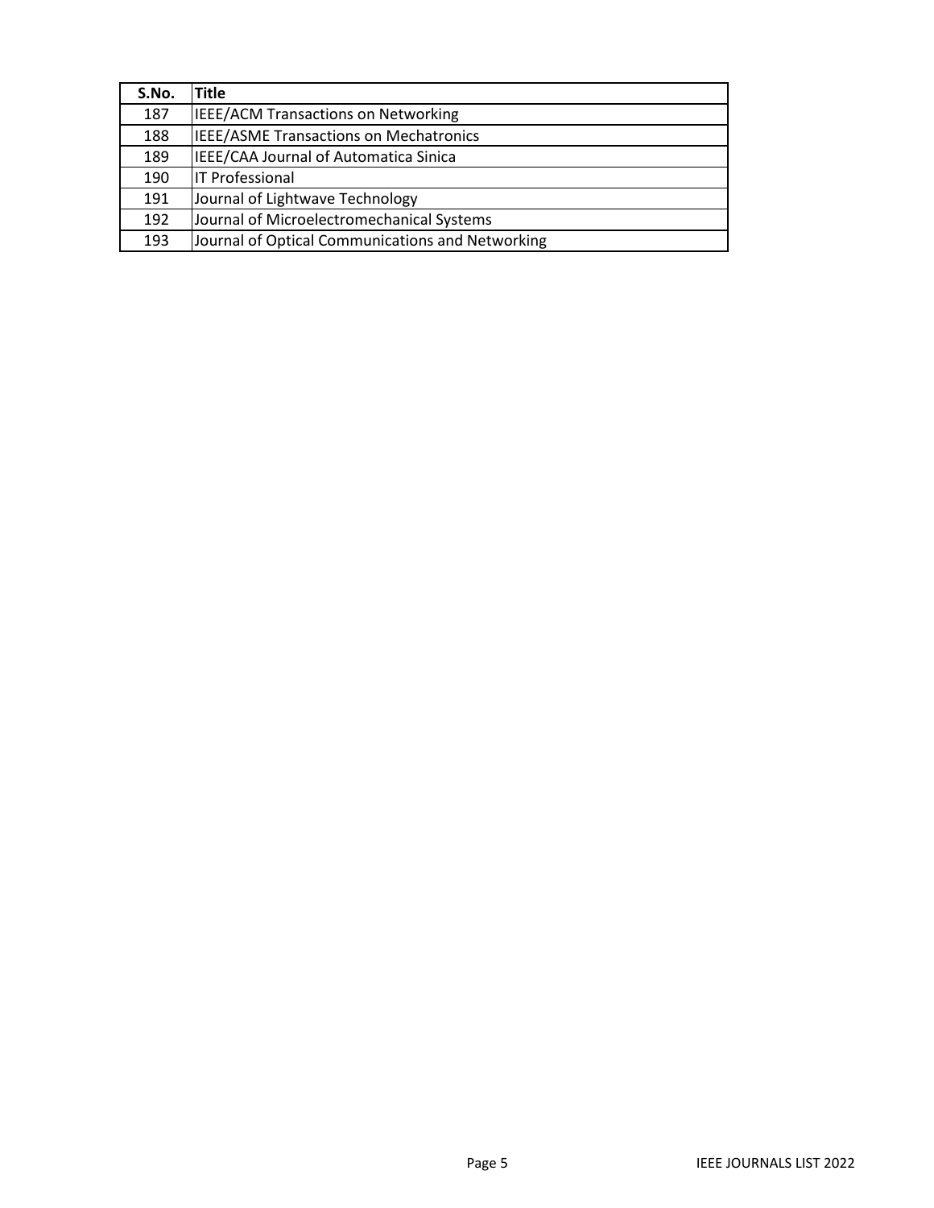| S.No. | Title |
|---|---|
| 187 | IEEE/ACM Transactions on Networking |
| 188 | IEEE/ASME Transactions on Mechatronics |
| 189 | IEEE/CAA Journal of Automatica Sinica |
| 190 | IT Professional |
| 191 | Journal of Lightwave Technology |
| 192 | Journal of Microelectromechanical Systems |
| 193 | Journal of Optical Communications and Networking |